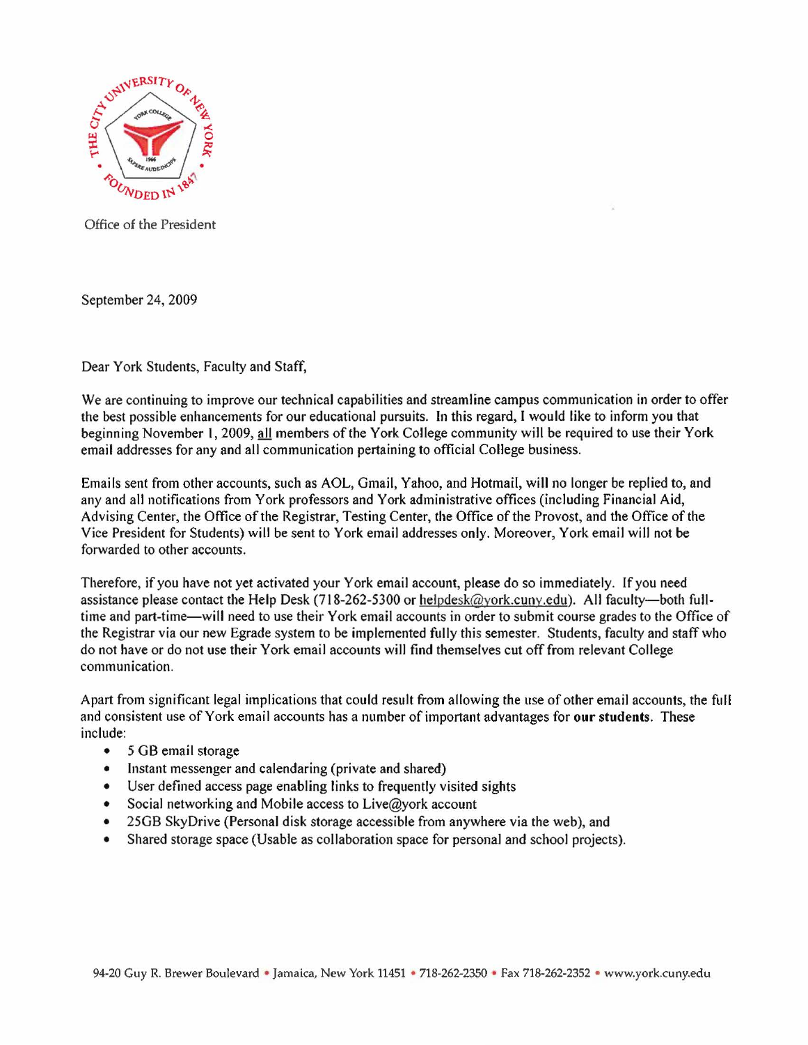Office of the President

September 24, 2009

Dear York Students, Faculty and Staff,

We are continuing to improve our technical capabilities and streamline campus communication in order to offer the best possible enhancements for our educational pursuits. In this regard, I would like to inform you that beginning November 1, 2009, all members of the York College community will be required to use their York email addresses for any and all communication pertaining to official College business.

Emails sent from other accounts, such as AOL, Gmail, Yahoo, and Hotmail, will no longer be replied to, and any and all notifications from York professors and York administrative offices (including Financial Aid, Advising Center, the Office of the Registrar, Testing Center, the Office of the Provost, and the Office of the Vice President for Students) will be sent to York email addresses only. Moreover, York email will not be forwarded to other accounts.

Therefore, if you have not yet activated your York email account, please do so immediately. If you need assistance please contact the Help Desk (718-262-5300 or helpdesk@york.cuny.edu). All faculty—both full-time and part-time—will need to use their York email accounts in order to submit course grades to the Office of the Registrar via our new Egrade system to be implemented fully this semester. Students, faculty and staff who do not have or do not use their York email accounts will find themselves cut off from relevant College communication.

Apart from significant legal implications that could result from allowing the use of other email accounts, the full and consistent use of York email accounts has a number of important advantages for **our students**. These include:

- 5 GB email storage
- Instant messenger and calendaring (private and shared)
- User defined access page enabling links to frequently visited sights
- Social networking and Mobile access to Live@york account
- 25GB SkyDrive (Personal disk storage accessible from anywhere via the web), and
- Shared storage space (Usable as collaboration space for personal and school projects).

94-20 Guy R. Brewer Boulevard • Jamaica, New York 11451 • 718-262-2350 • Fax 718-262-2352 • www.york.cuny.edu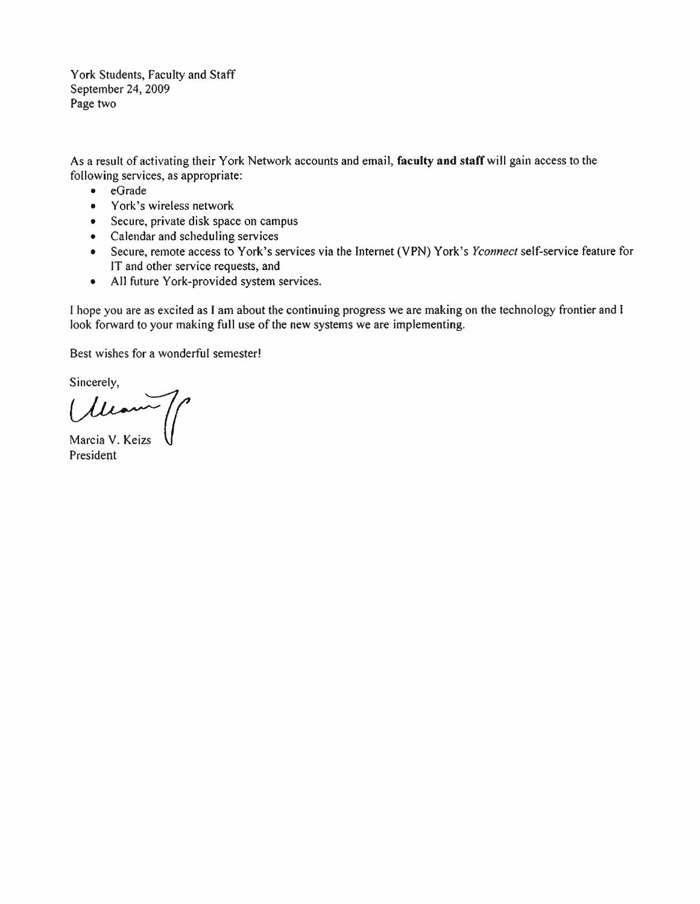York Students, Faculty and Staff
September 24, 2009
Page two

As a result of activating their York Network accounts and email, **faculty and staff** will gain access to the following services, as appropriate:

- eGrade
- York's wireless network
- Secure, private disk space on campus
- Calendar and scheduling services
- Secure, remote access to York's services via the Internet (VPN) York's *Yconnect* self-service feature for IT and other service requests, and
- All future York-provided system services.

I hope you are as excited as I am about the continuing progress we are making on the technology frontier and I look forward to your making full use of the new systems we are implementing.

Best wishes for a wonderful semester!

Sincerely,

Marcia V. Keizs
President